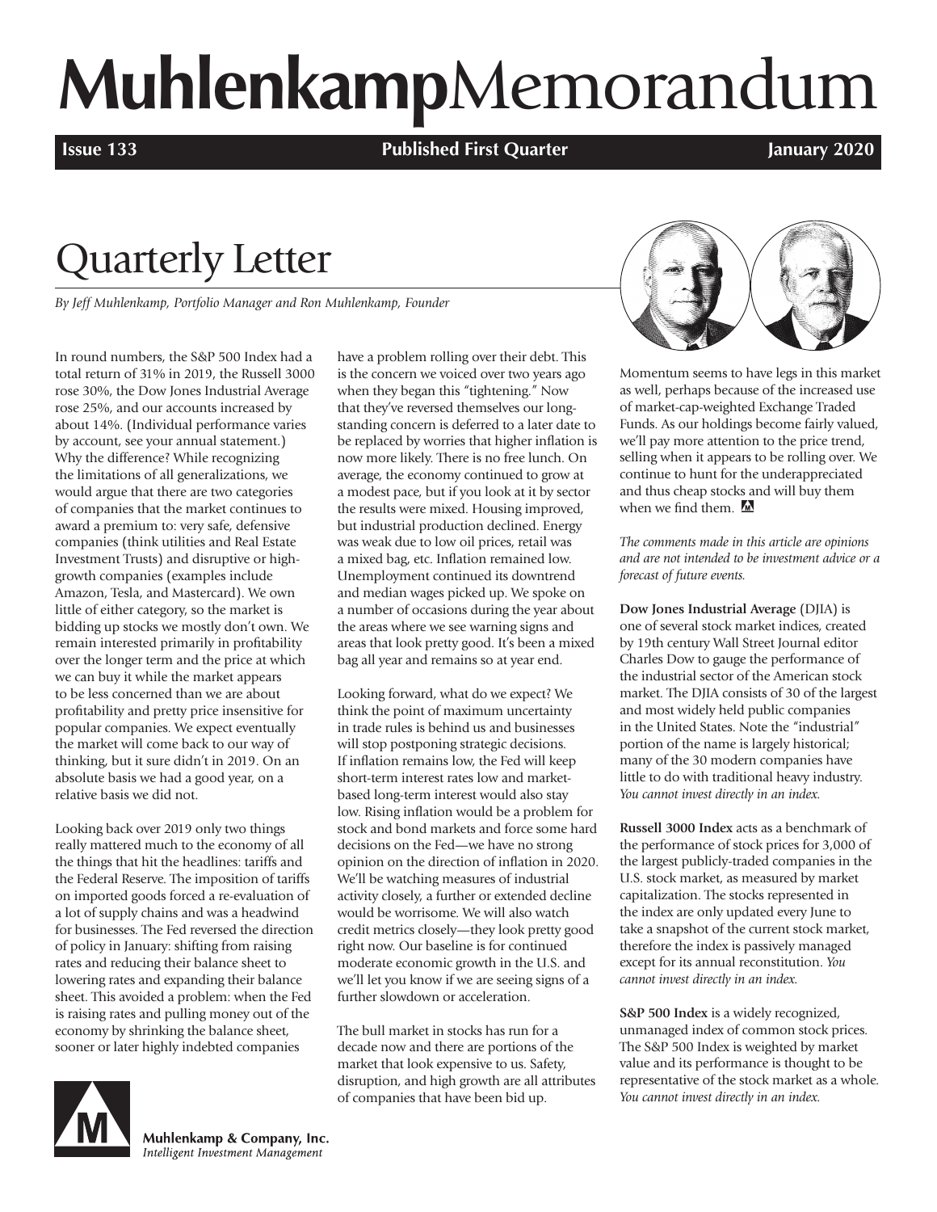# MuhlenkampMemorandum

**Issue 133** **Published First Quarter** **January 2020**

## Quarterly Letter

*By Jeff Muhlenkamp, Portfolio Manager and Ron Muhlenkamp, Founder*

In round numbers, the S&P 500 Index had a total return of 31% in 2019, the Russell 3000 rose 30%, the Dow Jones Industrial Average rose 25%, and our accounts increased by about 14%. (Individual performance varies by account, see your annual statement.) Why the difference? While recognizing the limitations of all generalizations, we would argue that there are two categories of companies that the market continues to award a premium to: very safe, defensive companies (think utilities and Real Estate Investment Trusts) and disruptive or high-growth companies (examples include Amazon, Tesla, and Mastercard). We own little of either category, so the market is bidding up stocks we mostly don't own. We remain interested primarily in profitability over the longer term and the price at which we can buy it while the market appears to be less concerned than we are about profitability and pretty price insensitive for popular companies. We expect eventually the market will come back to our way of thinking, but it sure didn't in 2019. On an absolute basis we had a good year, on a relative basis we did not.

Looking back over 2019 only two things really mattered much to the economy of all the things that hit the headlines: tariffs and the Federal Reserve. The imposition of tariffs on imported goods forced a re-evaluation of a lot of supply chains and was a headwind for businesses. The Fed reversed the direction of policy in January: shifting from raising rates and reducing their balance sheet to lowering rates and expanding their balance sheet. This avoided a problem: when the Fed is raising rates and pulling money out of the economy by shrinking the balance sheet, sooner or later highly indebted companies have a problem rolling over their debt. This is the concern we voiced over two years ago when they began this "tightening." Now that they've reversed themselves our long-standing concern is deferred to a later date to be replaced by worries that higher inflation is now more likely. There is no free lunch. On average, the economy continued to grow at a modest pace, but if you look at it by sector the results were mixed. Housing improved, but industrial production declined. Energy was weak due to low oil prices, retail was a mixed bag, etc. Inflation remained low. Unemployment continued its downtrend and median wages picked up. We spoke on a number of occasions during the year about the areas where we see warning signs and areas that look pretty good. It's been a mixed bag all year and remains so at year end.

Looking forward, what do we expect? We think the point of maximum uncertainty in trade rules is behind us and businesses will stop postponing strategic decisions. If inflation remains low, the Fed will keep short-term interest rates low and market-based long-term interest would also stay low. Rising inflation would be a problem for stock and bond markets and force some hard decisions on the Fed—we have no strong opinion on the direction of inflation in 2020. We'll be watching measures of industrial activity closely, a further or extended decline would be worrisome. We will also watch credit metrics closely—they look pretty good right now. Our baseline is for continued moderate economic growth in the U.S. and we'll let you know if we are seeing signs of a further slowdown or acceleration.

The bull market in stocks has run for a decade now and there are portions of the market that look expensive to us. Safety, disruption, and high growth are all attributes of companies that have been bid up. Momentum seems to have legs in this market as well, perhaps because of the increased use of market-cap-weighted Exchange Traded Funds. As our holdings become fairly valued, we'll pay more attention to the price trend, selling when it appears to be rolling over. We continue to hunt for the underappreciated and thus cheap stocks and will buy them when we find them.

*The comments made in this article are opinions and are not intended to be investment advice or a forecast of future events.*

**Dow Jones Industrial Average** (DJIA) is one of several stock market indices, created by 19th century Wall Street Journal editor Charles Dow to gauge the performance of the industrial sector of the American stock market. The DJIA consists of 30 of the largest and most widely held public companies in the United States. Note the "industrial" portion of the name is largely historical; many of the 30 modern companies have little to do with traditional heavy industry. *You cannot invest directly in an index.*

**Russell 3000 Index** acts as a benchmark of the performance of stock prices for 3,000 of the largest publicly-traded companies in the U.S. stock market, as measured by market capitalization. The stocks represented in the index are only updated every June to take a snapshot of the current stock market, therefore the index is passively managed except for its annual reconstitution. *You cannot invest directly in an index.*

**S&P 500 Index** is a widely recognized, unmanaged index of common stock prices. The S&P 500 Index is weighted by market value and its performance is thought to be representative of the stock market as a whole. *You cannot invest directly in an index.*

**Muhlenkamp & Company, Inc.**
*Intelligent Investment Management*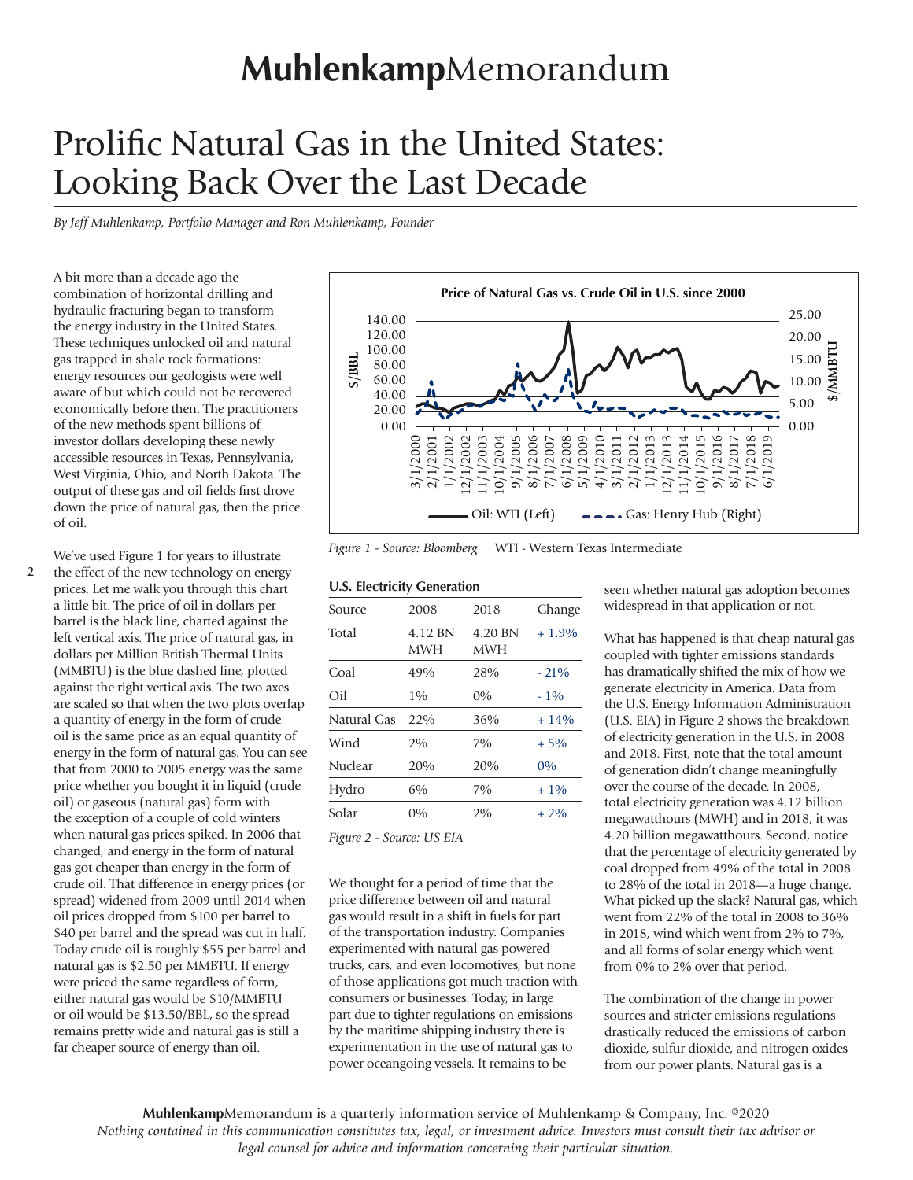# MuhlenkampMemorandum

# Prolific Natural Gas in the United States: Looking Back Over the Last Decade

*By Jeff Muhlenkamp, Portfolio Manager and Ron Muhlenkamp, Founder*

A bit more than a decade ago the combination of horizontal drilling and hydraulic fracturing began to transform the energy industry in the United States. These techniques unlocked oil and natural gas trapped in shale rock formations: energy resources our geologists were well aware of but which could not be recovered economically before then. The practitioners of the new methods spent billions of investor dollars developing these newly accessible resources in Texas, Pennsylvania, West Virginia, Ohio, and North Dakota. The output of these gas and oil fields first drove down the price of natural gas, then the price of oil.

We've used Figure 1 for years to illustrate the effect of the new technology on energy prices. Let me walk you through this chart a little bit. The price of oil in dollars per barrel is the black line, charted against the left vertical axis. The price of natural gas, in dollars per Million British Thermal Units (MMBTU) is the blue dashed line, plotted against the right vertical axis. The two axes are scaled so that when the two plots overlap a quantity of energy in the form of crude oil is the same price as an equal quantity of energy in the form of natural gas. You can see that from 2000 to 2005 energy was the same price whether you bought it in liquid (crude oil) or gaseous (natural gas) form with the exception of a couple of cold winters when natural gas prices spiked. In 2006 that changed, and energy in the form of natural gas got cheaper than energy in the form of crude oil. That difference in energy prices (or spread) widened from 2009 until 2014 when oil prices dropped from \$100 per barrel to \$40 per barrel and the spread was cut in half. Today crude oil is roughly \$55 per barrel and natural gas is \$2.50 per MMBTU. If energy were priced the same regardless of form, either natural gas would be \$10/MMBTU or oil would be \$13.50/BBL, so the spread remains pretty wide and natural gas is still a far cheaper source of energy than oil.

**Price of Natural Gas vs. Crude Oil in U.S. since 2000**

*Figure 1 - Source: Bloomberg* WTI - Western Texas Intermediate

**U.S. Electricity Generation**

| Source | 2008 | 2018 | Change |
|---|---|---|---|
| Total | 4.12 BN MWH | 4.20 BN MWH | + 1.9% |
| Coal | 49% | 28% | - 21% |
| Oil | 1% | 0% | - 1% |
| Natural Gas | 22% | 36% | + 14% |
| Wind | 2% | 7% | + 5% |
| Nuclear | 20% | 20% | 0% |
| Hydro | 6% | 7% | + 1% |
| Solar | 0% | 2% | + 2% |

*Figure 2 - Source: US EIA*

We thought for a period of time that the price difference between oil and natural gas would result in a shift in fuels for part of the transportation industry. Companies experimented with natural gas powered trucks, cars, and even locomotives, but none of those applications got much traction with consumers or businesses. Today, in large part due to tighter regulations on emissions by the maritime shipping industry there is experimentation in the use of natural gas to power oceangoing vessels. It remains to be seen whether natural gas adoption becomes widespread in that application or not.

What has happened is that cheap natural gas coupled with tighter emissions standards has dramatically shifted the mix of how we generate electricity in America. Data from the U.S. Energy Information Administration (U.S. EIA) in Figure 2 shows the breakdown of electricity generation in the U.S. in 2008 and 2018. First, note that the total amount of generation didn't change meaningfully over the course of the decade. In 2008, total electricity generation was 4.12 billion megawatthours (MWH) and in 2018, it was 4.20 billion megawatthours. Second, notice that the percentage of electricity generated by coal dropped from 49% of the total in 2008 to 28% of the total in 2018—a huge change. What picked up the slack? Natural gas, which went from 22% of the total in 2008 to 36% in 2018, wind which went from 2% to 7%, and all forms of solar energy which went from 0% to 2% over that period.

The combination of the change in power sources and stricter emissions regulations drastically reduced the emissions of carbon dioxide, sulfur dioxide, and nitrogen oxides from our power plants. Natural gas is a

**Muhlenkamp**Memorandum is a quarterly information service of Muhlenkamp & Company, Inc. ©2020
*Nothing contained in this communication constitutes tax, legal, or investment advice. Investors must consult their tax advisor or legal counsel for advice and information concerning their particular situation.*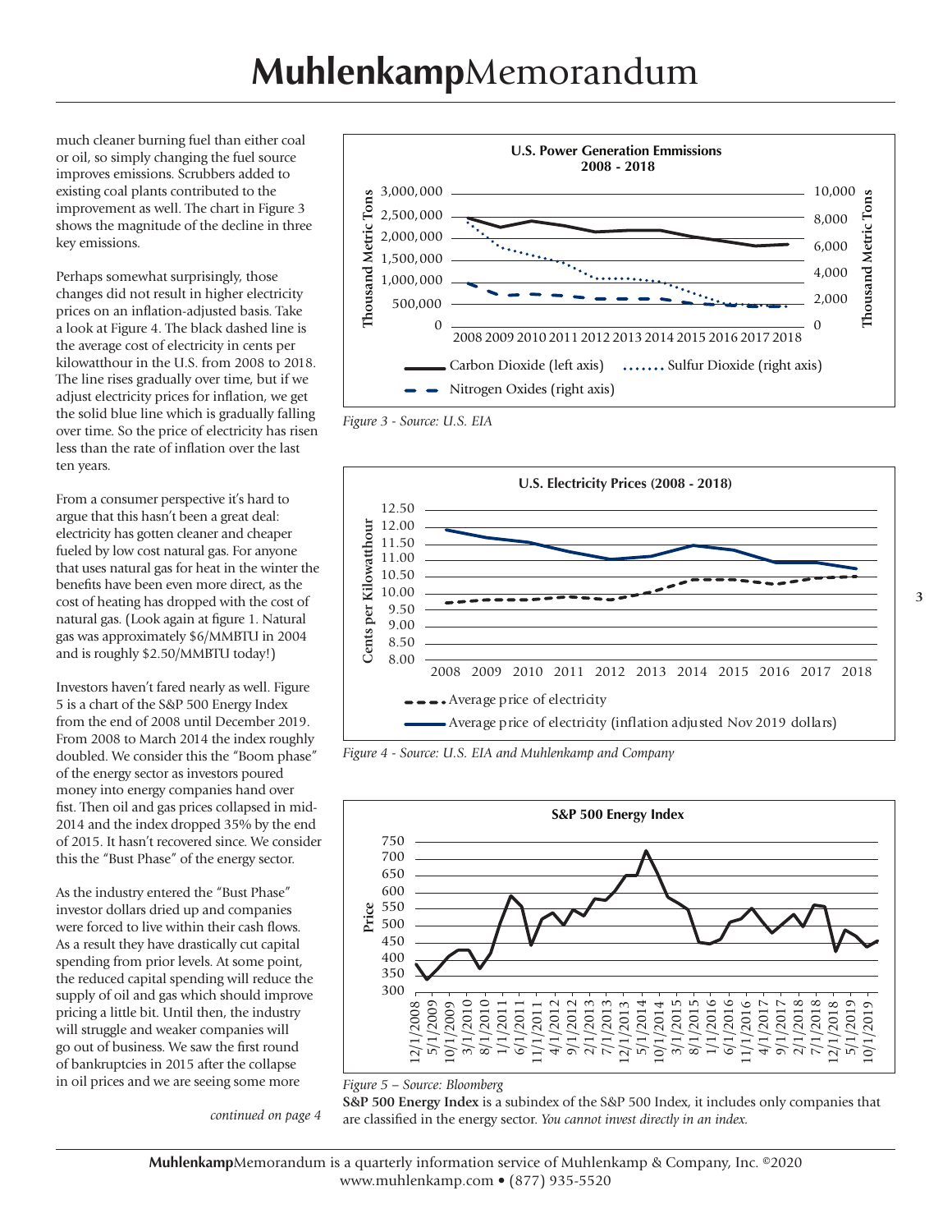much cleaner burning fuel than either coal or oil, so simply changing the fuel source improves emissions. Scrubbers added to existing coal plants contributed to the improvement as well. The chart in Figure 3 shows the magnitude of the decline in three key emissions.

Perhaps somewhat surprisingly, those changes did not result in higher electricity prices on an inflation-adjusted basis. Take a look at Figure 4. The black dashed line is the average cost of electricity in cents per kilowatthour in the U.S. from 2008 to 2018. The line rises gradually over time, but if we adjust electricity prices for inflation, we get the solid blue line which is gradually falling over time. So the price of electricity has risen less than the rate of inflation over the last ten years.

From a consumer perspective it's hard to argue that this hasn't been a great deal: electricity has gotten cleaner and cheaper fueled by low cost natural gas. For anyone that uses natural gas for heat in the winter the benefits have been even more direct, as the cost of heating has dropped with the cost of natural gas. (Look again at figure 1. Natural gas was approximately $6/MMBTU in 2004 and is roughly $2.50/MMBTU today!)

Investors haven't fared nearly as well. Figure 5 is a chart of the S&P 500 Energy Index from the end of 2008 until December 2019. From 2008 to March 2014 the index roughly doubled. We consider this the "Boom phase" of the energy sector as investors poured money into energy companies hand over fist. Then oil and gas prices collapsed in mid-2014 and the index dropped 35% by the end of 2015. It hasn't recovered since. We consider this the "Bust Phase" of the energy sector.

As the industry entered the "Bust Phase" investor dollars dried up and companies were forced to live within their cash flows. As a result they have drastically cut capital spending from prior levels. At some point, the reduced capital spending will reduce the supply of oil and gas which should improve pricing a little bit. Until then, the industry will struggle and weaker companies will go out of business. We saw the first round of bankruptcies in 2015 after the collapse in oil prices and we are seeing some more

*continued on page 4*

**U.S. Power Generation Emmissions 2008 - 2018**

*Figure 3 - Source: U.S. EIA*

**U.S. Electricity Prices (2008 - 2018)**

*Figure 4 - Source: U.S. EIA and Muhlenkamp and Company*

**S&P 500 Energy Index**

*Figure 5 – Source: Bloomberg*

**S&P 500 Energy Index** is a subindex of the S&P 500 Index, it includes only companies that are classified in the energy sector. *You cannot invest directly in an index.*

**Muhlenkamp**Memorandum is a quarterly information service of Muhlenkamp & Company, Inc. ©2020
www.muhlenkamp.com • (877) 935-5520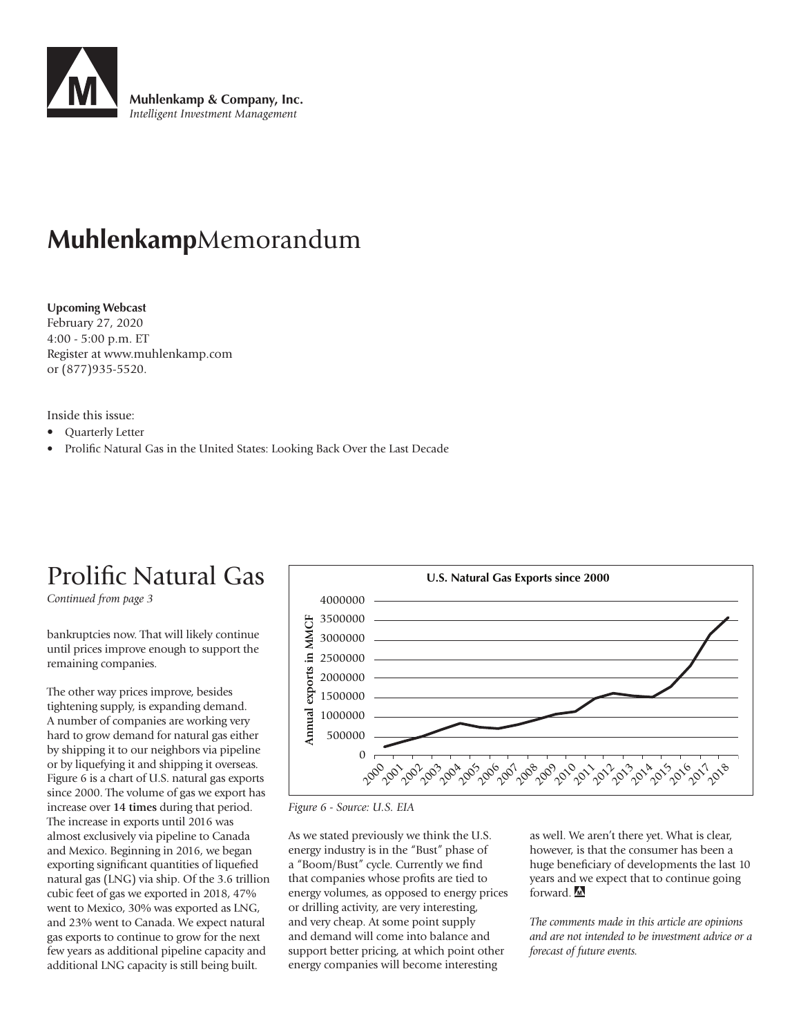**Muhlenkamp & Company, Inc.**
*Intelligent Investment Management*

# **Muhlenkamp**Memorandum

**Upcoming Webcast**
February 27, 2020
4:00 - 5:00 p.m. ET
Register at www.muhlenkamp.com
or (877)935-5520.

Inside this issue:

- Quarterly Letter
- Prolific Natural Gas in the United States: Looking Back Over the Last Decade

# Prolific Natural Gas

*Continued from page 3*

bankruptcies now. That will likely continue until prices improve enough to support the remaining companies.

The other way prices improve, besides tightening supply, is expanding demand. A number of companies are working very hard to grow demand for natural gas either by shipping it to our neighbors via pipeline or by liquefying it and shipping it overseas. Figure 6 is a chart of U.S. natural gas exports since 2000. The volume of gas we export has increase over **14 times** during that period. The increase in exports until 2016 was almost exclusively via pipeline to Canada and Mexico. Beginning in 2016, we began exporting significant quantities of liquefied natural gas (LNG) via ship. Of the 3.6 trillion cubic feet of gas we exported in 2018, 47% went to Mexico, 30% was exported as LNG, and 23% went to Canada. We expect natural gas exports to continue to grow for the next few years as additional pipeline capacity and additional LNG capacity is still being built.

**U.S. Natural Gas Exports since 2000**

*Figure 6 - Source: U.S. EIA*

As we stated previously we think the U.S. energy industry is in the "Bust" phase of a "Boom/Bust" cycle. Currently we find that companies whose profits are tied to energy volumes, as opposed to energy prices or drilling activity, are very interesting, and very cheap. At some point supply and demand will come into balance and support better pricing, at which point other energy companies will become interesting as well. We aren't there yet. What is clear, however, is that the consumer has been a huge beneficiary of developments the last 10 years and we expect that to continue going forward.

*The comments made in this article are opinions and are not intended to be investment advice or a forecast of future events.*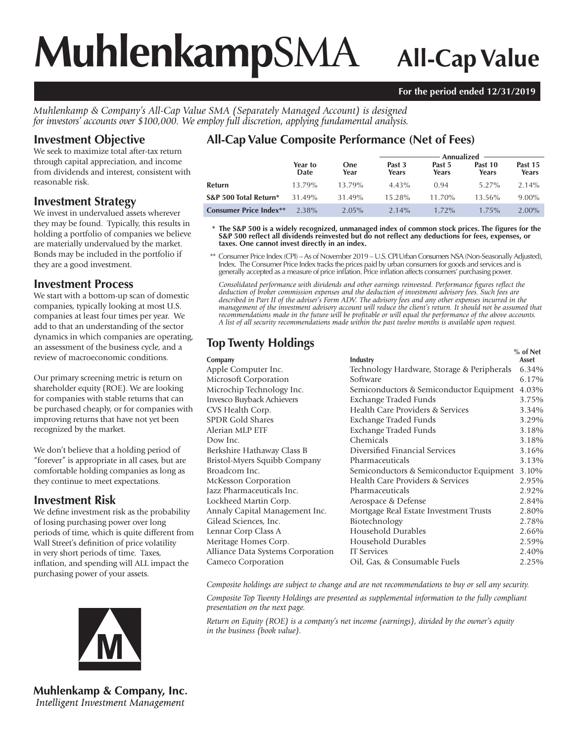# MuhlenkampSMA All-Cap Value

**For the period ended 12/31/2019**

*Muhlenkamp & Company's All-Cap Value SMA (Separately Managed Account) is designed for investors' accounts over $100,000. We employ full discretion, applying fundamental analysis.*

## Investment Objective

We seek to maximize total after-tax return through capital appreciation, and income from dividends and interest, consistent with reasonable risk.

## Investment Strategy

We invest in undervalued assets wherever they may be found. Typically, this results in holding a portfolio of companies we believe are materially undervalued by the market. Bonds may be included in the portfolio if they are a good investment.

## Investment Process

We start with a bottom-up scan of domestic companies, typically looking at most U.S. companies at least four times per year. We add to that an understanding of the sector dynamics in which companies are operating, an assessment of the business cycle, and a review of macroeconomic conditions.

Our primary screening metric is return on shareholder equity (ROE). We are looking for companies with stable returns that can be purchased cheaply, or for companies with improving returns that have not yet been recognized by the market.

We don't believe that a holding period of "forever" is appropriate in all cases, but are comfortable holding companies as long as they continue to meet expectations.

## Investment Risk

We define investment risk as the probability of losing purchasing power over long periods of time, which is quite different from Wall Street's definition of price volatility in very short periods of time. Taxes, inflation, and spending will ALL impact the purchasing power of your assets.

## All-Cap Value Composite Performance (Net of Fees)

| | Year to Date | One Year | Annualized Past 3 Years | Annualized Past 5 Years | Annualized Past 10 Years | Annualized Past 15 Years |
|---|---|---|---|---|---|---|
| **Return** | 13.79% | 13.79% | 4.43% | 0.94 | 5.27% | 2.14% |
| **S&P 500 Total Return*** | 31.49% | 31.49% | 15.28% | 11.70% | 13.56% | 9.00% |
| **Consumer Price Index**** | 2.38% | 2.05% | 2.14% | 1.72% | 1.75% | 2.00% |

\* **The S&P 500 is a widely recognized, unmanaged index of common stock prices. The figures for the S&P 500 reflect all dividends reinvested but do not reflect any deductions for fees, expenses, or taxes. One cannot invest directly in an index.**

\*\* Consumer Price Index (CPI) – As of November 2019 – U.S. CPI Urban Consumers NSA (Non-Seasonally Adjusted), Index. The Consumer Price Index tracks the prices paid by urban consumers for goods and services and is generally accepted as a measure of price inflation. Price inflation affects consumers' purchasing power.

*Consolidated performance with dividends and other earnings reinvested. Performance figures reflect the deduction of broker commission expenses and the deduction of investment advisory fees. Such fees are described in Part II of the adviser's Form ADV. The advisory fees and any other expenses incurred in the management of the investment advisory account will reduce the client's return. It should not be assumed that recommendations made in the future will be profitable or will equal the performance of the above accounts. A list of all security recommendations made within the past twelve months is available upon request.*

## Top Twenty Holdings

| Company | Industry | % of Net Asset |
|---|---|---|
| Apple Computer Inc. | Technology Hardware, Storage & Peripherals | 6.34% |
| Microsoft Corporation | Software | 6.17% |
| Microchip Technology Inc. | Semiconductors & Semiconductor Equipment | 4.03% |
| Invesco Buyback Achievers | Exchange Traded Funds | 3.75% |
| CVS Health Corp. | Health Care Providers & Services | 3.34% |
| SPDR Gold Shares | Exchange Traded Funds | 3.29% |
| Alerian MLP ETF | Exchange Traded Funds | 3.18% |
| Dow Inc. | Chemicals | 3.18% |
| Berkshire Hathaway Class B | Diversified Financial Services | 3.16% |
| Bristol-Myers Squibb Company | Pharmaceuticals | 3.13% |
| Broadcom Inc. | Semiconductors & Semiconductor Equipment | 3.10% |
| McKesson Corporation | Health Care Providers & Services | 2.95% |
| Jazz Pharmaceuticals Inc. | Pharmaceuticals | 2.92% |
| Lockheed Martin Corp. | Aerospace & Defense | 2.84% |
| Annaly Capital Management Inc. | Mortgage Real Estate Investment Trusts | 2.80% |
| Gilead Sciences, Inc. | Biotechnology | 2.78% |
| Lennar Corp Class A | Household Durables | 2.66% |
| Meritage Homes Corp. | Household Durables | 2.59% |
| Alliance Data Systems Corporation | IT Services | 2.40% |
| Cameco Corporation | Oil, Gas, & Consumable Fuels | 2.25% |

*Composite holdings are subject to change and are not recommendations to buy or sell any security.*

*Composite Top Twenty Holdings are presented as supplemental information to the fully compliant presentation on the next page.*

*Return on Equity (ROE) is a company's net income (earnings), divided by the owner's equity in the business (book value).*

**Muhlenkamp & Company, Inc.**
*Intelligent Investment Management*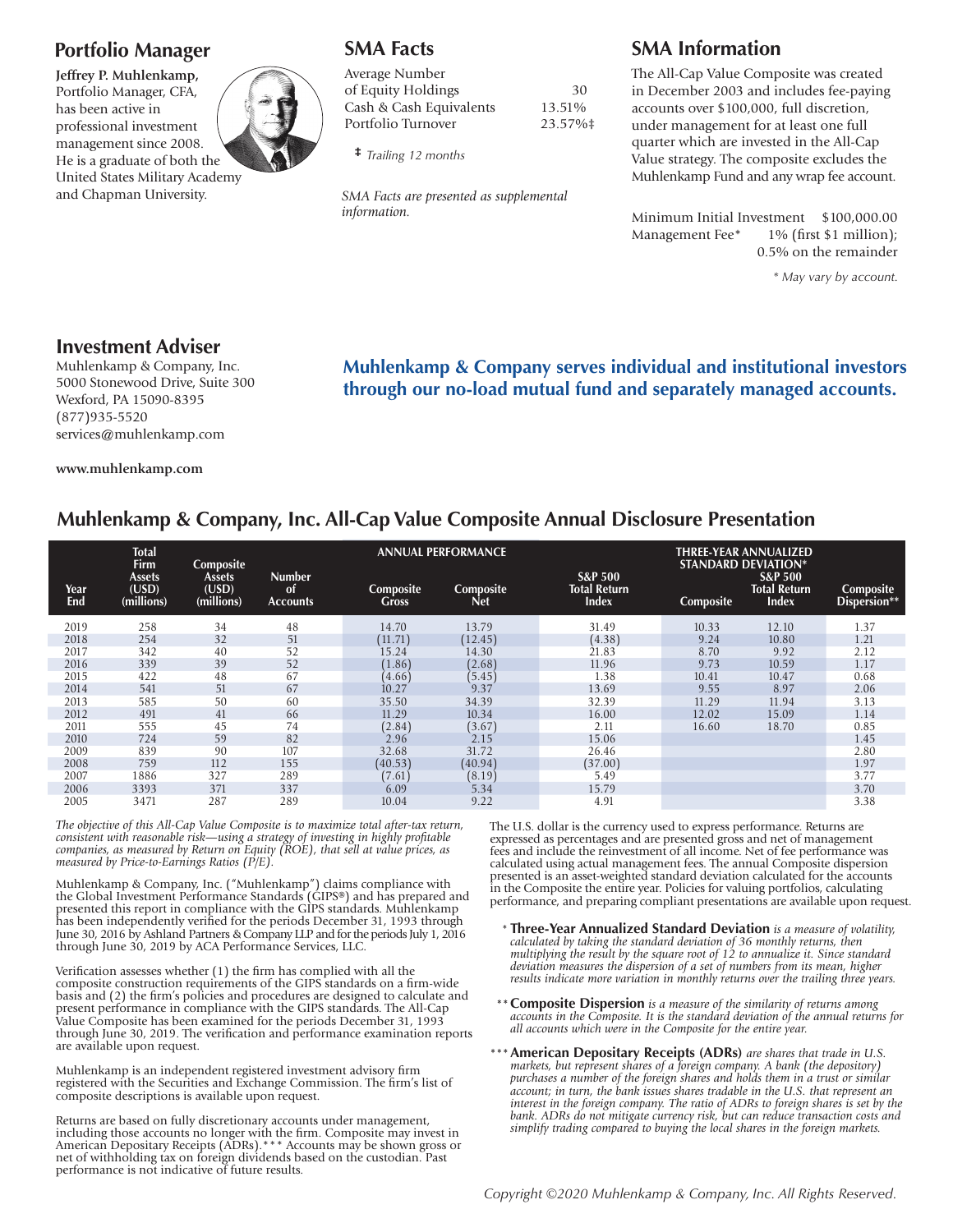## Portfolio Manager

**Jeffrey P. Muhlenkamp,** Portfolio Manager, CFA, has been active in professional investment management since 2008. He is a graduate of both the United States Military Academy and Chapman University.

## SMA Facts

| | |
|---|---|
| Average Number of Equity Holdings | 30 |
| Cash & Cash Equivalents | 13.51% |
| Portfolio Turnover | 23.57%‡ |

‡ *Trailing 12 months*

*SMA Facts are presented as supplemental information.*

## SMA Information

The All-Cap Value Composite was created in December 2003 and includes fee-paying accounts over $100,000, full discretion, under management for at least one full quarter which are invested in the All-Cap Value strategy. The composite excludes the Muhlenkamp Fund and any wrap fee account.

| | |
|---|---|
| Minimum Initial Investment | $100,000.00 |
| Management Fee* | 1% (first $1 million); 0.5% on the remainder |

*\* May vary by account.*

## Investment Adviser

Muhlenkamp & Company, Inc.
5000 Stonewood Drive, Suite 300
Wexford, PA 15090-8395
(877)935-5520
services@muhlenkamp.com

**www.muhlenkamp.com**

**Muhlenkamp & Company serves individual and institutional investors through our no-load mutual fund and separately managed accounts.**

## Muhlenkamp & Company, Inc. All-Cap Value Composite Annual Disclosure Presentation

| | | | | ANNUAL PERFORMANCE | | | THREE-YEAR ANNUALIZED STANDARD DEVIATION* | | |
|---|---|---|---|---|---|---|---|---|---|
| Year End | Total Firm Assets (USD) (millions) | Composite Assets (USD) (millions) | Number of Accounts | Composite Gross | Composite Net | S&P 500 Total Return Index | Composite | S&P 500 Total Return Index | Composite Dispersion** |
| 2019 | 258 | 34 | 48 | 14.70 | 13.79 | 31.49 | 10.33 | 12.10 | 1.37 |
| 2018 | 254 | 32 | 51 | (11.71) | (12.45) | (4.38) | 9.24 | 10.80 | 1.21 |
| 2017 | 342 | 40 | 52 | 15.24 | 14.30 | 21.83 | 8.70 | 9.92 | 2.12 |
| 2016 | 339 | 39 | 52 | (1.86) | (2.68) | 11.96 | 9.73 | 10.59 | 1.17 |
| 2015 | 422 | 48 | 67 | (4.66) | (5.45) | 1.38 | 10.41 | 10.47 | 0.68 |
| 2014 | 541 | 51 | 67 | 10.27 | 9.37 | 13.69 | 9.55 | 8.97 | 2.06 |
| 2013 | 585 | 50 | 60 | 35.50 | 34.39 | 32.39 | 11.29 | 11.94 | 3.13 |
| 2012 | 491 | 41 | 66 | 11.29 | 10.34 | 16.00 | 12.02 | 15.09 | 1.14 |
| 2011 | 555 | 45 | 74 | (2.84) | (3.67) | 2.11 | 16.60 | 18.70 | 0.85 |
| 2010 | 724 | 59 | 82 | 2.96 | 2.15 | 15.06 | | | 1.45 |
| 2009 | 839 | 90 | 107 | 32.68 | 31.72 | 26.46 | | | 2.80 |
| 2008 | 759 | 112 | 155 | (40.53) | (40.94) | (37.00) | | | 1.97 |
| 2007 | 1886 | 327 | 289 | (7.61) | (8.19) | 5.49 | | | 3.77 |
| 2006 | 3393 | 371 | 337 | 6.09 | 5.34 | 15.79 | | | 3.70 |
| 2005 | 3471 | 287 | 289 | 10.04 | 9.22 | 4.91 | | | 3.38 |

*The objective of this All-Cap Value Composite is to maximize total after-tax return, consistent with reasonable risk—using a strategy of investing in highly profitable companies, as measured by Return on Equity (ROE), that sell at value prices, as measured by Price-to-Earnings Ratios (P/E).*

Muhlenkamp & Company, Inc. ("Muhlenkamp") claims compliance with the Global Investment Performance Standards (GIPS®) and has prepared and presented this report in compliance with the GIPS standards. Muhlenkamp has been independently verified for the periods December 31, 1993 through June 30, 2016 by Ashland Partners & Company LLP and for the periods July 1, 2016 through June 30, 2019 by ACA Performance Services, LLC.

Verification assesses whether (1) the firm has complied with all the composite construction requirements of the GIPS standards on a firm-wide basis and (2) the firm's policies and procedures are designed to calculate and present performance in compliance with the GIPS standards. The All-Cap Value Composite has been examined for the periods December 31, 1993 through June 30, 2019. The verification and performance examination reports are available upon request.

Muhlenkamp is an independent registered investment advisory firm registered with the Securities and Exchange Commission. The firm's list of composite descriptions is available upon request.

Returns are based on fully discretionary accounts under management, including those accounts no longer with the firm. Composite may invest in American Depositary Receipts (ADRs).*** Accounts may be shown gross or net of withholding tax on foreign dividends based on the custodian. Past performance is not indicative of future results.

The U.S. dollar is the currency used to express performance. Returns are expressed as percentages and are presented gross and net of management fees and include the reinvestment of all income. Net of fee performance was calculated using actual management fees. The annual Composite dispersion presented is an asset-weighted standard deviation calculated for the accounts in the Composite the entire year. Policies for valuing portfolios, calculating performance, and preparing compliant presentations are available upon request.

\* **Three-Year Annualized Standard Deviation** *is a measure of volatility, calculated by taking the standard deviation of 36 monthly returns, then multiplying the result by the square root of 12 to annualize it. Since standard deviation measures the dispersion of a set of numbers from its mean, higher results indicate more variation in monthly returns over the trailing three years.*

\*\* **Composite Dispersion** *is a measure of the similarity of returns among accounts in the Composite. It is the standard deviation of the annual returns for all accounts which were in the Composite for the entire year.*

\*\*\* **American Depositary Receipts (ADRs)** *are shares that trade in U.S. markets, but represent shares of a foreign company. A bank (the depository) purchases a number of the foreign shares and holds them in a trust or similar account; in turn, the bank issues shares tradable in the U.S. that represent an interest in the foreign company. The ratio of ADRs to foreign shares is set by the bank. ADRs do not mitigate currency risk, but can reduce transaction costs and simplify trading compared to buying the local shares in the foreign markets.*

*Copyright ©2020 Muhlenkamp & Company, Inc. All Rights Reserved.*